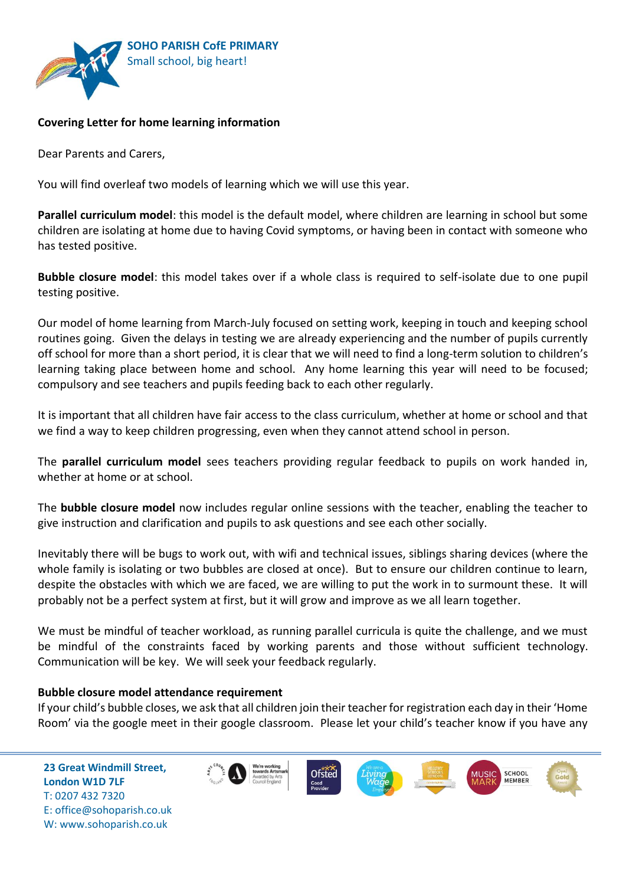**SOHO PARISH CofE PRIMARY**
Small school, big heart!

**Covering Letter for home learning information**

Dear Parents and Carers,

You will find overleaf two models of learning which we will use this year.

**Parallel curriculum model**: this model is the default model, where children are learning in school but some children are isolating at home due to having Covid symptoms, or having been in contact with someone who has tested positive.

**Bubble closure model**: this model takes over if a whole class is required to self-isolate due to one pupil testing positive.

Our model of home learning from March-July focused on setting work, keeping in touch and keeping school routines going. Given the delays in testing we are already experiencing and the number of pupils currently off school for more than a short period, it is clear that we will need to find a long-term solution to children's learning taking place between home and school. Any home learning this year will need to be focused; compulsory and see teachers and pupils feeding back to each other regularly.

It is important that all children have fair access to the class curriculum, whether at home or school and that we find a way to keep children progressing, even when they cannot attend school in person.

The **parallel curriculum model** sees teachers providing regular feedback to pupils on work handed in, whether at home or at school.

The **bubble closure model** now includes regular online sessions with the teacher, enabling the teacher to give instruction and clarification and pupils to ask questions and see each other socially.

Inevitably there will be bugs to work out, with wifi and technical issues, siblings sharing devices (where the whole family is isolating or two bubbles are closed at once). But to ensure our children continue to learn, despite the obstacles with which we are faced, we are willing to put the work in to surmount these. It will probably not be a perfect system at first, but it will grow and improve as we all learn together.

We must be mindful of teacher workload, as running parallel curricula is quite the challenge, and we must be mindful of the constraints faced by working parents and those without sufficient technology. Communication will be key. We will seek your feedback regularly.

**Bubble closure model attendance requirement**

If your child's bubble closes, we ask that all children join their teacher for registration each day in their 'Home Room' via the google meet in their google classroom. Please let your child's teacher know if you have any

23 Great Windmill Street,
London W1D 7LF
T: 0207 432 7320
E: office@sohoparish.co.uk
W: www.sohoparish.co.uk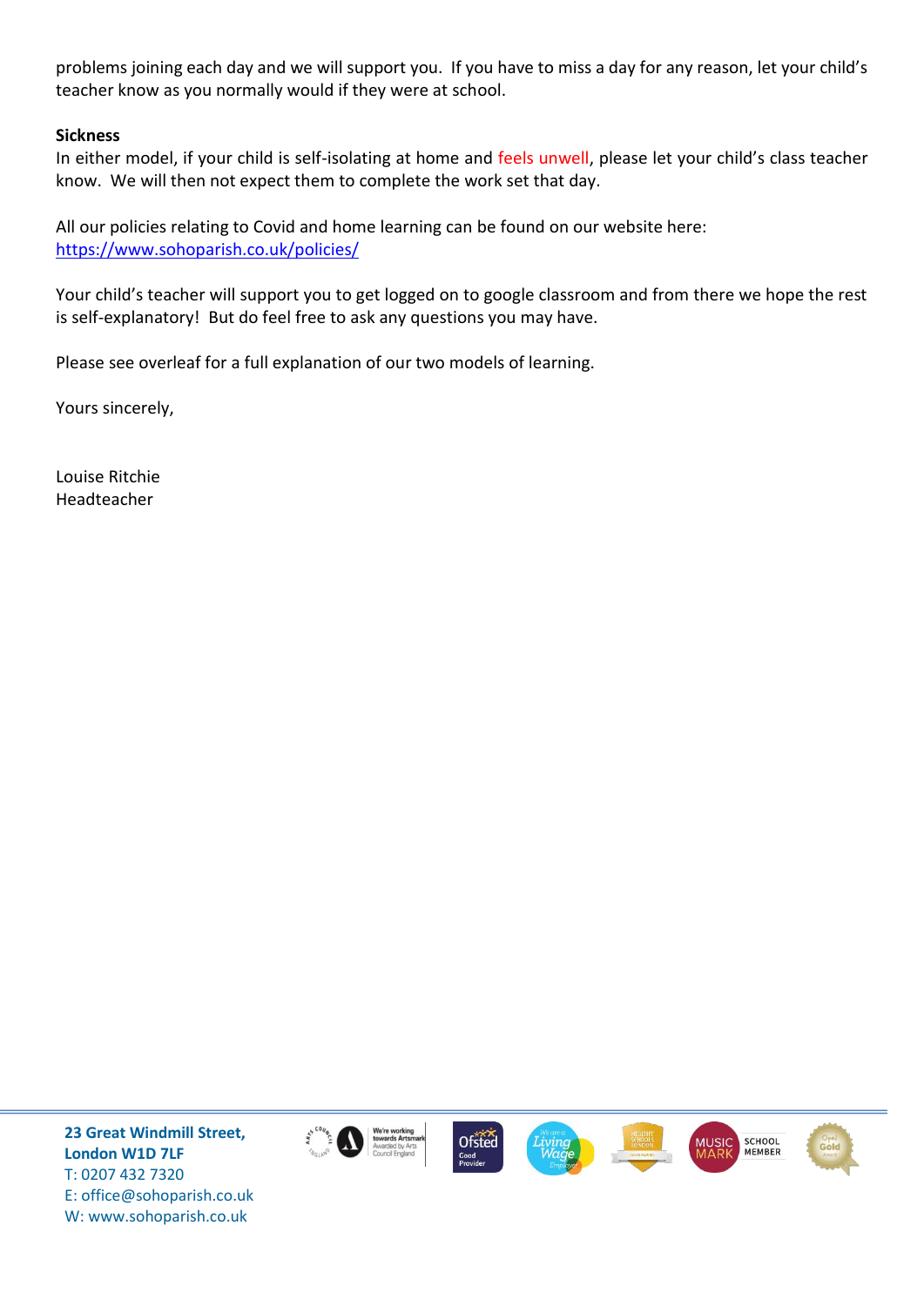problems joining each day and we will support you. If you have to miss a day for any reason, let your child's teacher know as you normally would if they were at school.

**Sickness**

In either model, if your child is self-isolating at home and feels unwell, please let your child's class teacher know. We will then not expect them to complete the work set that day.

All our policies relating to Covid and home learning can be found on our website here: https://www.sohoparish.co.uk/policies/

Your child's teacher will support you to get logged on to google classroom and from there we hope the rest is self-explanatory! But do feel free to ask any questions you may have.

Please see overleaf for a full explanation of our two models of learning.

Yours sincerely,

Louise Ritchie
Headteacher

**23 Great Windmill Street,**
**London W1D 7LF**
T: 0207 432 7320
E: office@sohoparish.co.uk
W: www.sohoparish.co.uk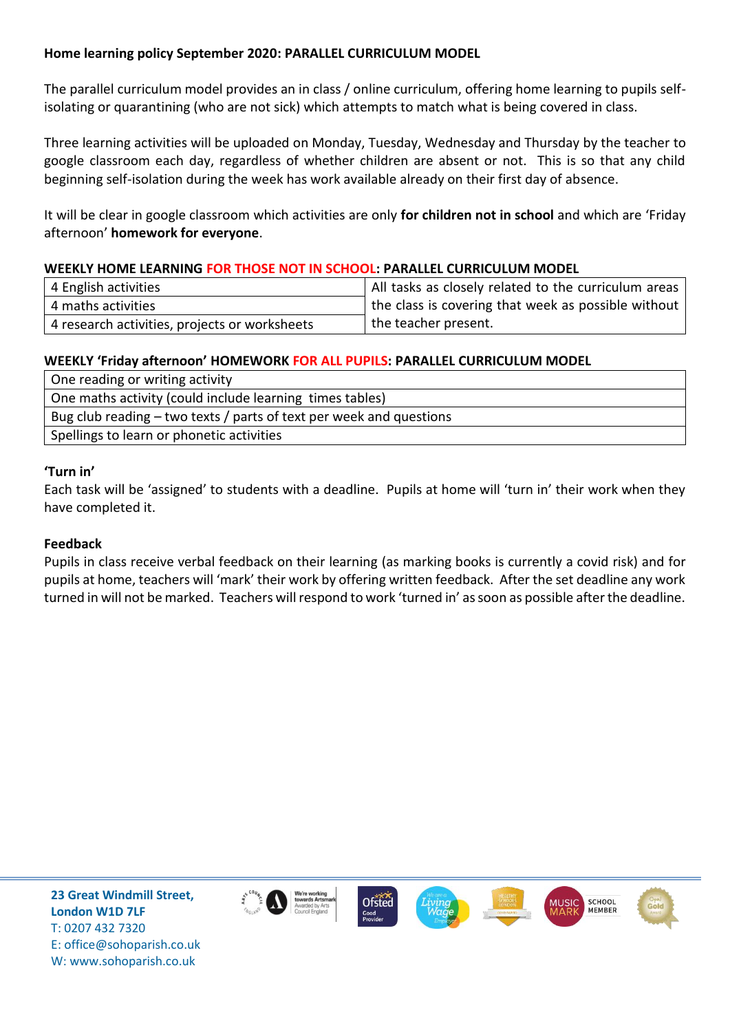**Home learning policy September 2020: PARALLEL CURRICULUM MODEL**

The parallel curriculum model provides an in class / online curriculum, offering home learning to pupils self-isolating or quarantining (who are not sick) which attempts to match what is being covered in class.

Three learning activities will be uploaded on Monday, Tuesday, Wednesday and Thursday by the teacher to google classroom each day, regardless of whether children are absent or not. This is so that any child beginning self-isolation during the week has work available already on their first day of absence.

It will be clear in google classroom which activities are only **for children not in school** and which are 'Friday afternoon' **homework for everyone**.

**WEEKLY HOME LEARNING FOR THOSE NOT IN SCHOOL: PARALLEL CURRICULUM MODEL**

| | |
|---|---|
| 4 English activities | All tasks as closely related to the curriculum areas the class is covering that week as possible without the teacher present. |
| 4 maths activities | |
| 4 research activities, projects or worksheets | |

**WEEKLY 'Friday afternoon' HOMEWORK FOR ALL PUPILS: PARALLEL CURRICULUM MODEL**

| |
|---|
| One reading or writing activity |
| One maths activity (could include learning times tables) |
| Bug club reading – two texts / parts of text per week and questions |
| Spellings to learn or phonetic activities |

**'Turn in'**

Each task will be 'assigned' to students with a deadline. Pupils at home will 'turn in' their work when they have completed it.

**Feedback**

Pupils in class receive verbal feedback on their learning (as marking books is currently a covid risk) and for pupils at home, teachers will 'mark' their work by offering written feedback. After the set deadline any work turned in will not be marked. Teachers will respond to work 'turned in' as soon as possible after the deadline.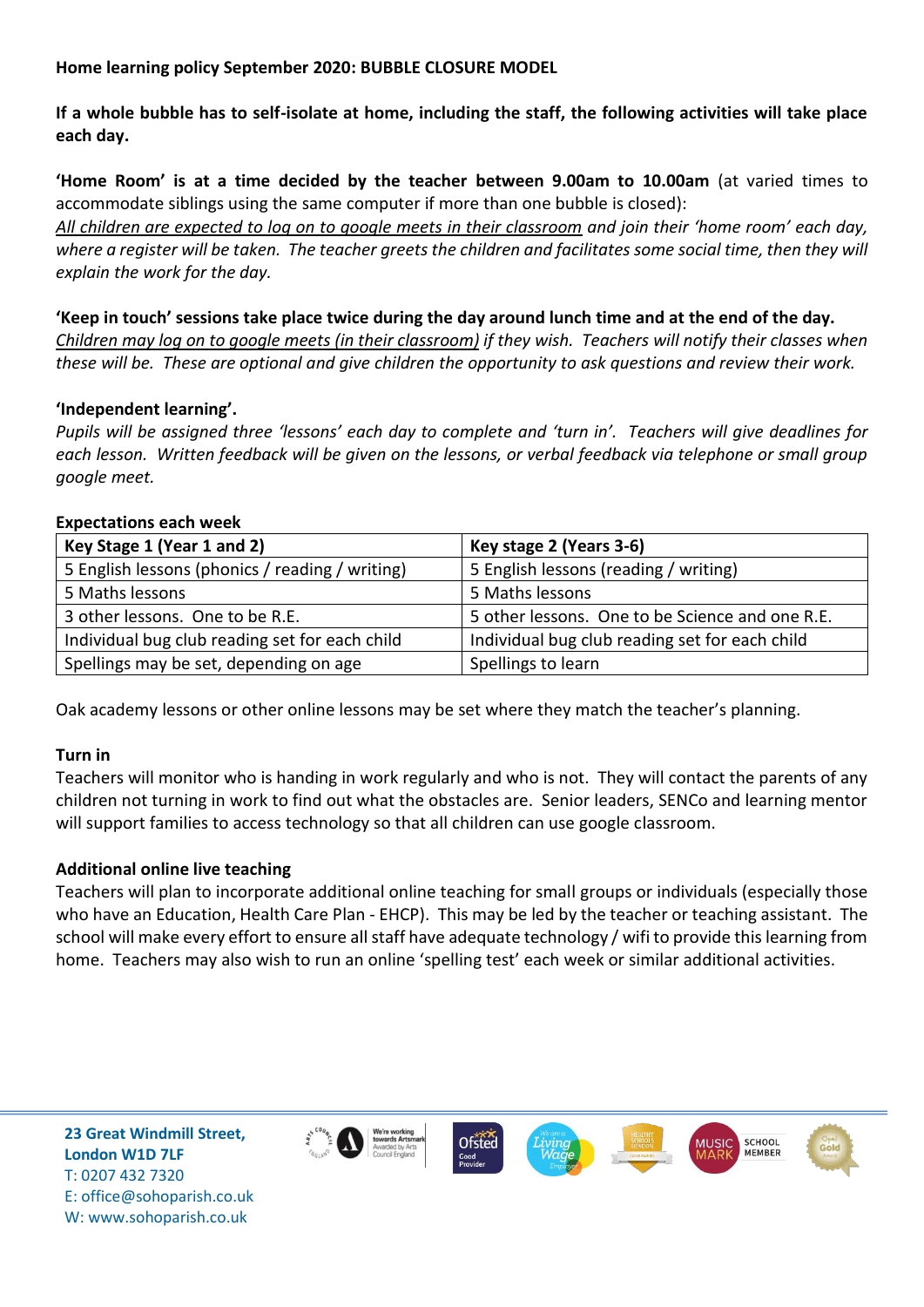**Home learning policy September 2020: BUBBLE CLOSURE MODEL**

**If a whole bubble has to self-isolate at home, including the staff, the following activities will take place each day.**

**'Home Room' is at a time decided by the teacher between 9.00am to 10.00am** (at varied times to accommodate siblings using the same computer if more than one bubble is closed):
*All children are expected to log on to google meets in their classroom and join their 'home room' each day, where a register will be taken. The teacher greets the children and facilitates some social time, then they will explain the work for the day.*

**'Keep in touch' sessions take place twice during the day around lunch time and at the end of the day.**
*Children may log on to google meets (in their classroom) if they wish. Teachers will notify their classes when these will be. These are optional and give children the opportunity to ask questions and review their work.*

**'Independent learning'.**
*Pupils will be assigned three 'lessons' each day to complete and 'turn in'. Teachers will give deadlines for each lesson. Written feedback will be given on the lessons, or verbal feedback via telephone or small group google meet.*

**Expectations each week**

| Key Stage 1 (Year 1 and 2) | Key stage 2 (Years 3-6) |
|---|---|
| 5 English lessons (phonics / reading / writing) | 5 English lessons (reading / writing) |
| 5 Maths lessons | 5 Maths lessons |
| 3 other lessons. One to be R.E. | 5 other lessons. One to be Science and one R.E. |
| Individual bug club reading set for each child | Individual bug club reading set for each child |
| Spellings may be set, depending on age | Spellings to learn |

Oak academy lessons or other online lessons may be set where they match the teacher's planning.

**Turn in**

Teachers will monitor who is handing in work regularly and who is not. They will contact the parents of any children not turning in work to find out what the obstacles are. Senior leaders, SENCo and learning mentor will support families to access technology so that all children can use google classroom.

**Additional online live teaching**

Teachers will plan to incorporate additional online teaching for small groups or individuals (especially those who have an Education, Health Care Plan - EHCP). This may be led by the teacher or teaching assistant. The school will make every effort to ensure all staff have adequate technology / wifi to provide this learning from home. Teachers may also wish to run an online 'spelling test' each week or similar additional activities.

**23 Great Windmill Street,**
**London W1D 7LF**
T: 0207 432 7320
E: office@sohoparish.co.uk
W: www.sohoparish.co.uk